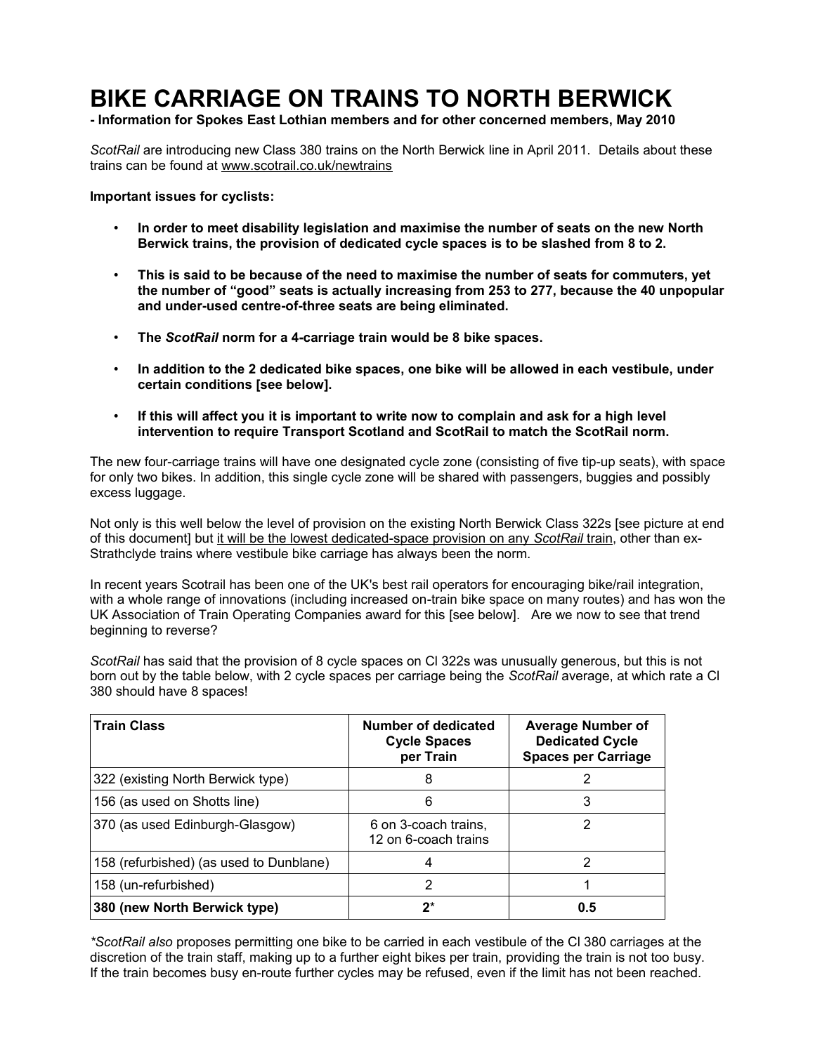# BIKE CARRIAGE ON TRAINS TO NORTH BERWICK

**- Information for Spokes East Lothian members and for other concerned members, May 2010**

*ScotRail* are introducing new Class 380 trains on the North Berwick line in April 2011. Details about these trains can be found at www.scotrail.co.uk/newtrains

**Important issues for cyclists:**

- **In order to meet disability legislation and maximise the number of seats on the new North Berwick trains, the provision of dedicated cycle spaces is to be slashed from 8 to 2.**
- **This is said to be because of the need to maximise the number of seats for commuters, yet the number of "good" seats is actually increasing from 253 to 277, because the 40 unpopular and under-used centre-of-three seats are being eliminated.**
- **The *ScotRail* norm for a 4-carriage train would be 8 bike spaces.**
- **In addition to the 2 dedicated bike spaces, one bike will be allowed in each vestibule, under certain conditions [see below].**
- **If this will affect you it is important to write now to complain and ask for a high level intervention to require Transport Scotland and ScotRail to match the ScotRail norm.**

The new four-carriage trains will have one designated cycle zone (consisting of five tip-up seats), with space for only two bikes. In addition, this single cycle zone will be shared with passengers, buggies and possibly excess luggage.

Not only is this well below the level of provision on the existing North Berwick Class 322s [see picture at end of this document] but it will be the lowest dedicated-space provision on any *ScotRail* train, other than ex-Strathclyde trains where vestibule bike carriage has always been the norm.

In recent years Scotrail has been one of the UK's best rail operators for encouraging bike/rail integration, with a whole range of innovations (including increased on-train bike space on many routes) and has won the UK Association of Train Operating Companies award for this [see below]. Are we now to see that trend beginning to reverse?

*ScotRail* has said that the provision of 8 cycle spaces on Cl 322s was unusually generous, but this is not born out by the table below, with 2 cycle spaces per carriage being the *ScotRail* average, at which rate a Cl 380 should have 8 spaces!

| Train Class | Number of dedicated Cycle Spaces per Train | Average Number of Dedicated Cycle Spaces per Carriage |
|---|---|---|
| 322 (existing North Berwick type) | 8 | 2 |
| 156 (as used on Shotts line) | 6 | 3 |
| 370 (as used Edinburgh-Glasgow) | 6 on 3-coach trains, 12 on 6-coach trains | 2 |
| 158 (refurbished) (as used to Dunblane) | 4 | 2 |
| 158 (un-refurbished) | 2 | 1 |
| **380 (new North Berwick type)** | **2*** | **0.5** |

**ScotRail also* proposes permitting one bike to be carried in each vestibule of the Cl 380 carriages at the discretion of the train staff, making up to a further eight bikes per train, providing the train is not too busy. If the train becomes busy en-route further cycles may be refused, even if the limit has not been reached.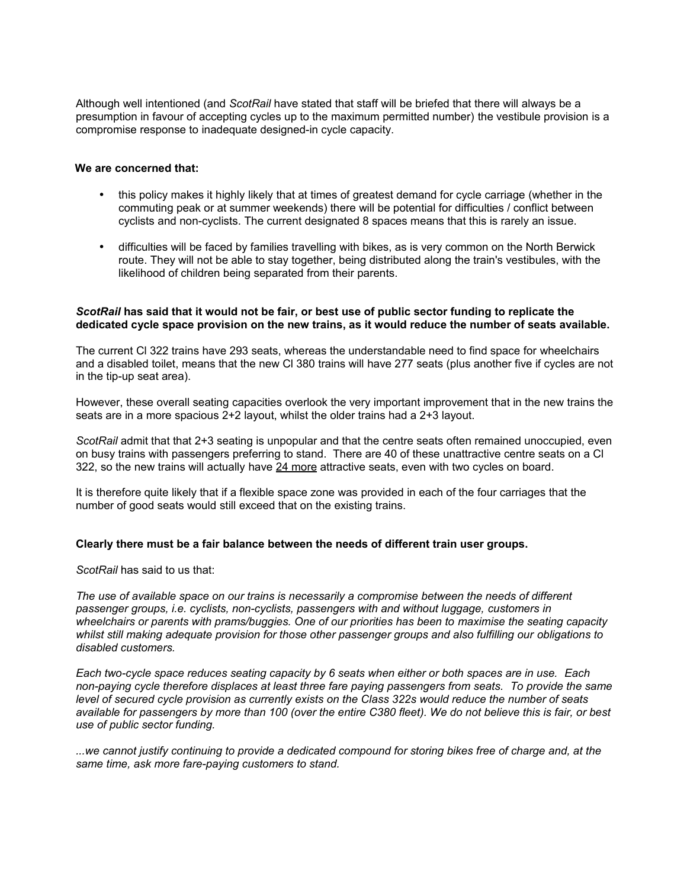Although well intentioned (and *ScotRail* have stated that staff will be briefed that there will always be a presumption in favour of accepting cycles up to the maximum permitted number) the vestibule provision is a compromise response to inadequate designed-in cycle capacity.

**We are concerned that:**

- this policy makes it highly likely that at times of greatest demand for cycle carriage (whether in the commuting peak or at summer weekends) there will be potential for difficulties / conflict between cyclists and non-cyclists. The current designated 8 spaces means that this is rarely an issue.
- difficulties will be faced by families travelling with bikes, as is very common on the North Berwick route. They will not be able to stay together, being distributed along the train's vestibules, with the likelihood of children being separated from their parents.

***ScotRail* has said that it would not be fair, or best use of public sector funding to replicate the dedicated cycle space provision on the new trains, as it would reduce the number of seats available.**

The current Cl 322 trains have 293 seats, whereas the understandable need to find space for wheelchairs and a disabled toilet, means that the new Cl 380 trains will have 277 seats (plus another five if cycles are not in the tip-up seat area).

However, these overall seating capacities overlook the very important improvement that in the new trains the seats are in a more spacious 2+2 layout, whilst the older trains had a 2+3 layout.

*ScotRail* admit that that 2+3 seating is unpopular and that the centre seats often remained unoccupied, even on busy trains with passengers preferring to stand. There are 40 of these unattractive centre seats on a Cl 322, so the new trains will actually have <u>24 more</u> attractive seats, even with two cycles on board.

It is therefore quite likely that if a flexible space zone was provided in each of the four carriages that the number of good seats would still exceed that on the existing trains.

**Clearly there must be a fair balance between the needs of different train user groups.**

*ScotRail* has said to us that:

*The use of available space on our trains is necessarily a compromise between the needs of different passenger groups, i.e. cyclists, non-cyclists, passengers with and without luggage, customers in wheelchairs or parents with prams/buggies. One of our priorities has been to maximise the seating capacity whilst still making adequate provision for those other passenger groups and also fulfilling our obligations to disabled customers.*

*Each two-cycle space reduces seating capacity by 6 seats when either or both spaces are in use. Each non-paying cycle therefore displaces at least three fare paying passengers from seats. To provide the same level of secured cycle provision as currently exists on the Class 322s would reduce the number of seats available for passengers by more than 100 (over the entire C380 fleet). We do not believe this is fair, or best use of public sector funding.*

*...we cannot justify continuing to provide a dedicated compound for storing bikes free of charge and, at the same time, ask more fare-paying customers to stand.*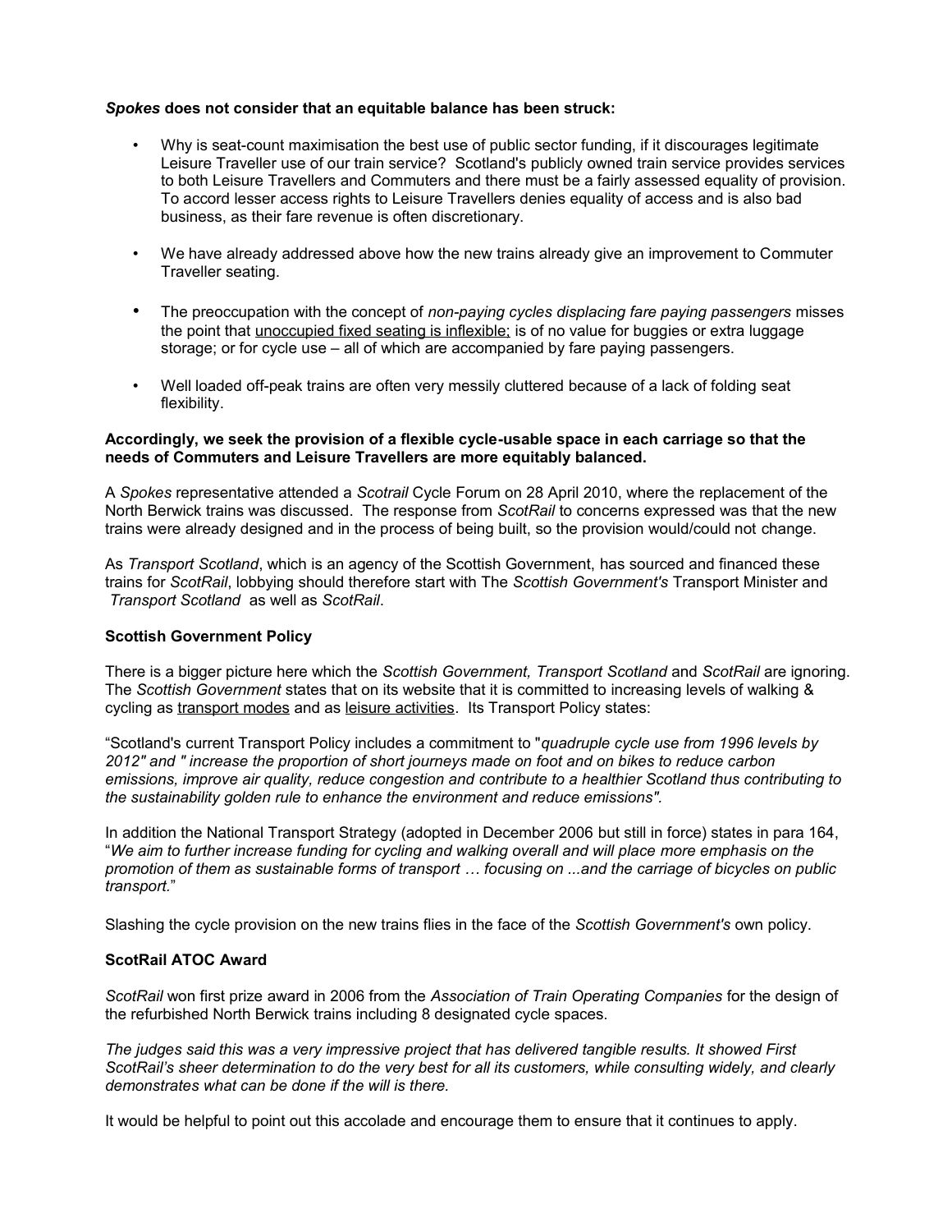***Spokes* does not consider that an equitable balance has been struck:**

- Why is seat-count maximisation the best use of public sector funding, if it discourages legitimate Leisure Traveller use of our train service? Scotland's publicly owned train service provides services to both Leisure Travellers and Commuters and there must be a fairly assessed equality of provision. To accord lesser access rights to Leisure Travellers denies equality of access and is also bad business, as their fare revenue is often discretionary.

- We have already addressed above how the new trains already give an improvement to Commuter Traveller seating.

- The preoccupation with the concept of *non-paying cycles displacing fare paying passengers* misses the point that unoccupied fixed seating is inflexible; is of no value for buggies or extra luggage storage; or for cycle use – all of which are accompanied by fare paying passengers.

- Well loaded off-peak trains are often very messily cluttered because of a lack of folding seat flexibility.

**Accordingly, we seek the provision of a flexible cycle-usable space in each carriage so that the needs of Commuters and Leisure Travellers are more equitably balanced.**

A *Spokes* representative attended a *Scotrail* Cycle Forum on 28 April 2010, where the replacement of the North Berwick trains was discussed. The response from *ScotRail* to concerns expressed was that the new trains were already designed and in the process of being built, so the provision would/could not change.

As *Transport Scotland*, which is an agency of the Scottish Government, has sourced and financed these trains for *ScotRail*, lobbying should therefore start with The *Scottish Government's* Transport Minister and *Transport Scotland* as well as *ScotRail*.

**Scottish Government Policy**

There is a bigger picture here which the *Scottish Government, Transport Scotland* and *ScotRail* are ignoring. The *Scottish Government* states that on its website that it is committed to increasing levels of walking & cycling as transport modes and as leisure activities. Its Transport Policy states:

"Scotland's current Transport Policy includes a commitment to "*quadruple cycle use from 1996 levels by 2012" and " increase the proportion of short journeys made on foot and on bikes to reduce carbon emissions, improve air quality, reduce congestion and contribute to a healthier Scotland thus contributing to the sustainability golden rule to enhance the environment and reduce emissions".*

In addition the National Transport Strategy (adopted in December 2006 but still in force) states in para 164, "*We aim to further increase funding for cycling and walking overall and will place more emphasis on the promotion of them as sustainable forms of transport … focusing on ...and the carriage of bicycles on public transport.*"

Slashing the cycle provision on the new trains flies in the face of the *Scottish Government's* own policy.

**ScotRail ATOC Award**

*ScotRail* won first prize award in 2006 from the *Association of Train Operating Companies* for the design of the refurbished North Berwick trains including 8 designated cycle spaces.

*The judges said this was a very impressive project that has delivered tangible results. It showed First ScotRail's sheer determination to do the very best for all its customers, while consulting widely, and clearly demonstrates what can be done if the will is there.*

It would be helpful to point out this accolade and encourage them to ensure that it continues to apply.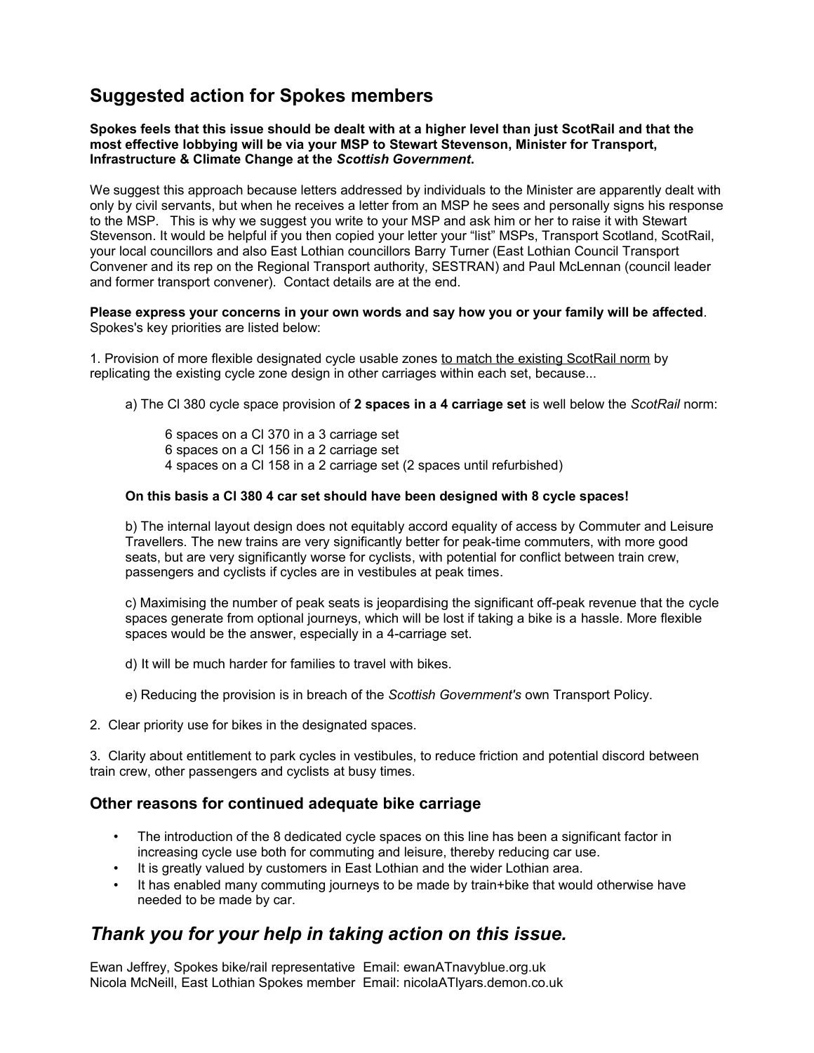## Suggested action for Spokes members

**Spokes feels that this issue should be dealt with at a higher level than just ScotRail and that the most effective lobbying will be via your MSP to Stewart Stevenson, Minister for Transport, Infrastructure & Climate Change at the *Scottish Government*.**

We suggest this approach because letters addressed by individuals to the Minister are apparently dealt with only by civil servants, but when he receives a letter from an MSP he sees and personally signs his response to the MSP. This is why we suggest you write to your MSP and ask him or her to raise it with Stewart Stevenson. It would be helpful if you then copied your letter your "list" MSPs, Transport Scotland, ScotRail, your local councillors and also East Lothian councillors Barry Turner (East Lothian Council Transport Convener and its rep on the Regional Transport authority, SESTRAN) and Paul McLennan (council leader and former transport convener). Contact details are at the end.

**Please express your concerns in your own words and say how you or your family will be affected**. Spokes's key priorities are listed below:

1. Provision of more flexible designated cycle usable zones <u>to match the existing ScotRail norm</u> by replicating the existing cycle zone design in other carriages within each set, because...

   a) The Cl 380 cycle space provision of **2 spaces in a 4 carriage set** is well below the *ScotRail* norm:

      6 spaces on a Cl 370 in a 3 carriage set
      6 spaces on a Cl 156 in a 2 carriage set
      4 spaces on a Cl 158 in a 2 carriage set (2 spaces until refurbished)

   **On this basis a Cl 380 4 car set should have been designed with 8 cycle spaces!**

   b) The internal layout design does not equitably accord equality of access by Commuter and Leisure Travellers. The new trains are very significantly better for peak-time commuters, with more good seats, but are very significantly worse for cyclists, with potential for conflict between train crew, passengers and cyclists if cycles are in vestibules at peak times.

   c) Maximising the number of peak seats is jeopardising the significant off-peak revenue that the cycle spaces generate from optional journeys, which will be lost if taking a bike is a hassle. More flexible spaces would be the answer, especially in a 4-carriage set.

   d) It will be much harder for families to travel with bikes.

   e) Reducing the provision is in breach of the *Scottish Government's* own Transport Policy.

2. Clear priority use for bikes in the designated spaces.

3. Clarity about entitlement to park cycles in vestibules, to reduce friction and potential discord between train crew, other passengers and cyclists at busy times.

### Other reasons for continued adequate bike carriage

- The introduction of the 8 dedicated cycle spaces on this line has been a significant factor in increasing cycle use both for commuting and leisure, thereby reducing car use.
- It is greatly valued by customers in East Lothian and the wider Lothian area.
- It has enabled many commuting journeys to be made by train+bike that would otherwise have needed to be made by car.

## *Thank you for your help in taking action on this issue.*

Ewan Jeffrey, Spokes bike/rail representative Email: ewanATnavyblue.org.uk
Nicola McNeill, East Lothian Spokes member Email: nicolaATlyars.demon.co.uk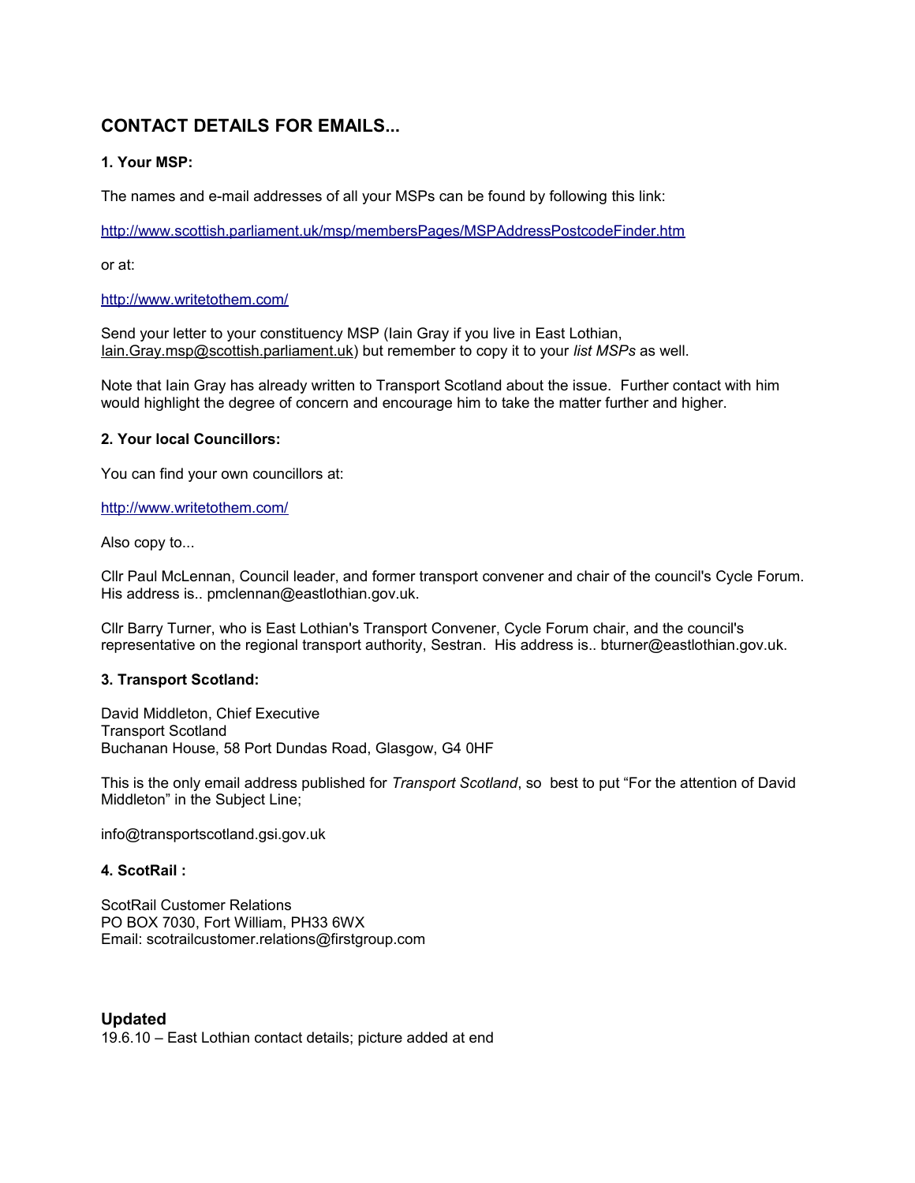## CONTACT DETAILS FOR EMAILS...

### 1. Your MSP:

The names and e-mail addresses of all your MSPs can be found by following this link:

http://www.scottish.parliament.uk/msp/membersPages/MSPAddressPostcodeFinder.htm

or at:

http://www.writetothem.com/

Send your letter to your constituency MSP (Iain Gray if you live in East Lothian, Iain.Gray.msp@scottish.parliament.uk) but remember to copy it to your *list MSPs* as well.

Note that Iain Gray has already written to Transport Scotland about the issue. Further contact with him would highlight the degree of concern and encourage him to take the matter further and higher.

### 2. Your local Councillors:

You can find your own councillors at:

http://www.writetothem.com/

Also copy to...

Cllr Paul McLennan, Council leader, and former transport convener and chair of the council's Cycle Forum. His address is.. pmclennan@eastlothian.gov.uk.

Cllr Barry Turner, who is East Lothian's Transport Convener, Cycle Forum chair, and the council's representative on the regional transport authority, Sestran. His address is.. bturner@eastlothian.gov.uk.

### 3. Transport Scotland:

David Middleton, Chief Executive
Transport Scotland
Buchanan House, 58 Port Dundas Road, Glasgow, G4 0HF

This is the only email address published for *Transport Scotland*, so best to put "For the attention of David Middleton" in the Subject Line;

info@transportscotland.gsi.gov.uk

### 4. ScotRail :

ScotRail Customer Relations
PO BOX 7030, Fort William, PH33 6WX
Email: scotrailcustomer.relations@firstgroup.com

## Updated

19.6.10 – East Lothian contact details; picture added at end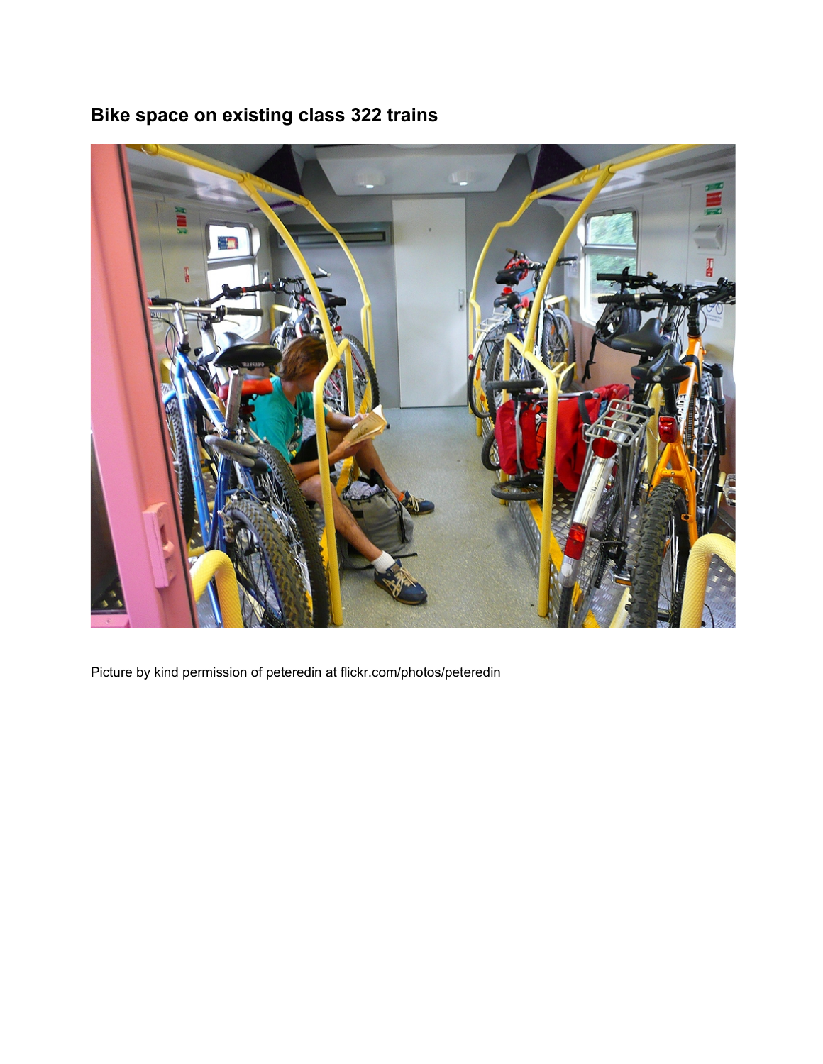## Bike space on existing class 322 trains

Picture by kind permission of peteredin at flickr.com/photos/peteredin